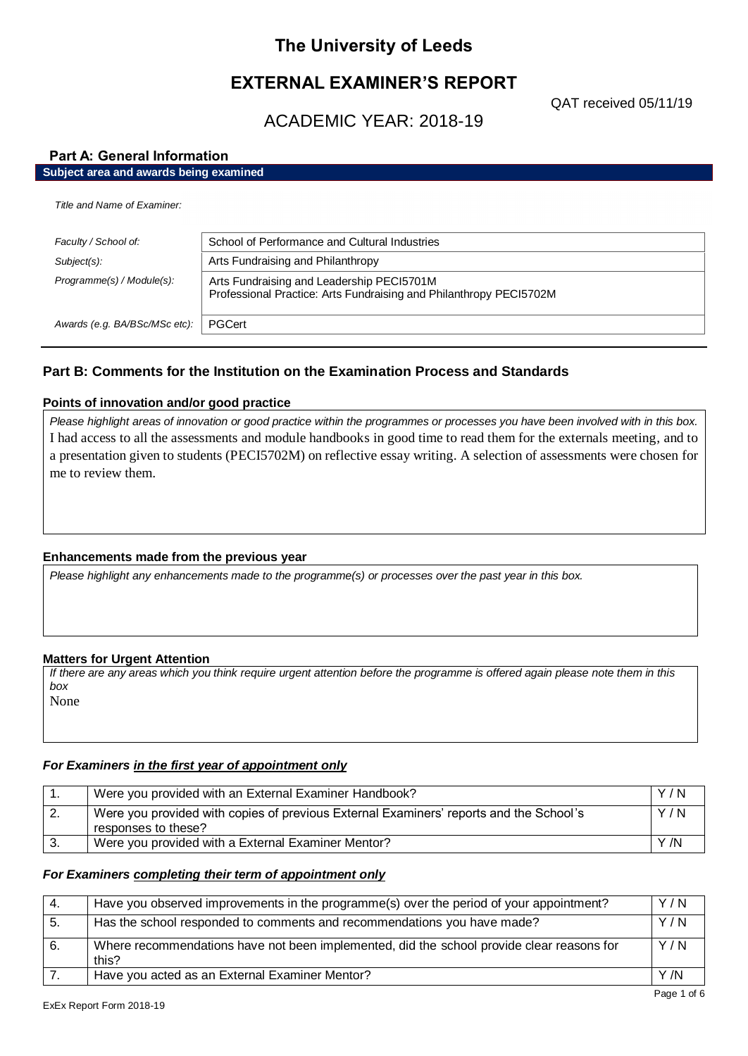# The University of Leeds

## EXTERNAL EXAMINER'S REPORT

QAT received 05/11/19

## ACADEMIC YEAR: 2018-19

### Part A: General Information

**Subject area and awards being examined**

*Title and Name of Examiner:*

| | |
|---|---|
| *Faculty / School of:* | School of Performance and Cultural Industries |
| *Subject(s):* | Arts Fundraising and Philanthropy |
| *Programme(s) / Module(s):* | Arts Fundraising and Leadership PECI5701M<br>Professional Practice: Arts Fundraising and Philanthropy PECI5702M |
| *Awards (e.g. BA/BSc/MSc etc):* | PGCert |

### Part B: Comments for the Institution on the Examination Process and Standards

**Points of innovation and/or good practice**

*Please highlight areas of innovation or good practice within the programmes or processes you have been involved with in this box.*

I had access to all the assessments and module handbooks in good time to read them for the externals meeting, and to a presentation given to students (PECI5702M) on reflective essay writing. A selection of assessments were chosen for me to review them.

**Enhancements made from the previous year**

*Please highlight any enhancements made to the programme(s) or processes over the past year in this box.*

**Matters for Urgent Attention**

*If there are any areas which you think require urgent attention before the programme is offered again please note them in this box*

None

***For Examiners in the first year of appointment only***

| | | |
|---|---|---|
| 1. | Were you provided with an External Examiner Handbook? | Y / N |
| 2. | Were you provided with copies of previous External Examiners' reports and the School's responses to these? | Y / N |
| 3. | Were you provided with a External Examiner Mentor? | Y /N |

***For Examiners completing their term of appointment only***

| | | |
|---|---|---|
| 4. | Have you observed improvements in the programme(s) over the period of your appointment? | Y / N |
| 5. | Has the school responded to comments and recommendations you have made? | Y / N |
| 6. | Where recommendations have not been implemented, did the school provide clear reasons for this? | Y / N |
| 7. | Have you acted as an External Examiner Mentor? | Y /N |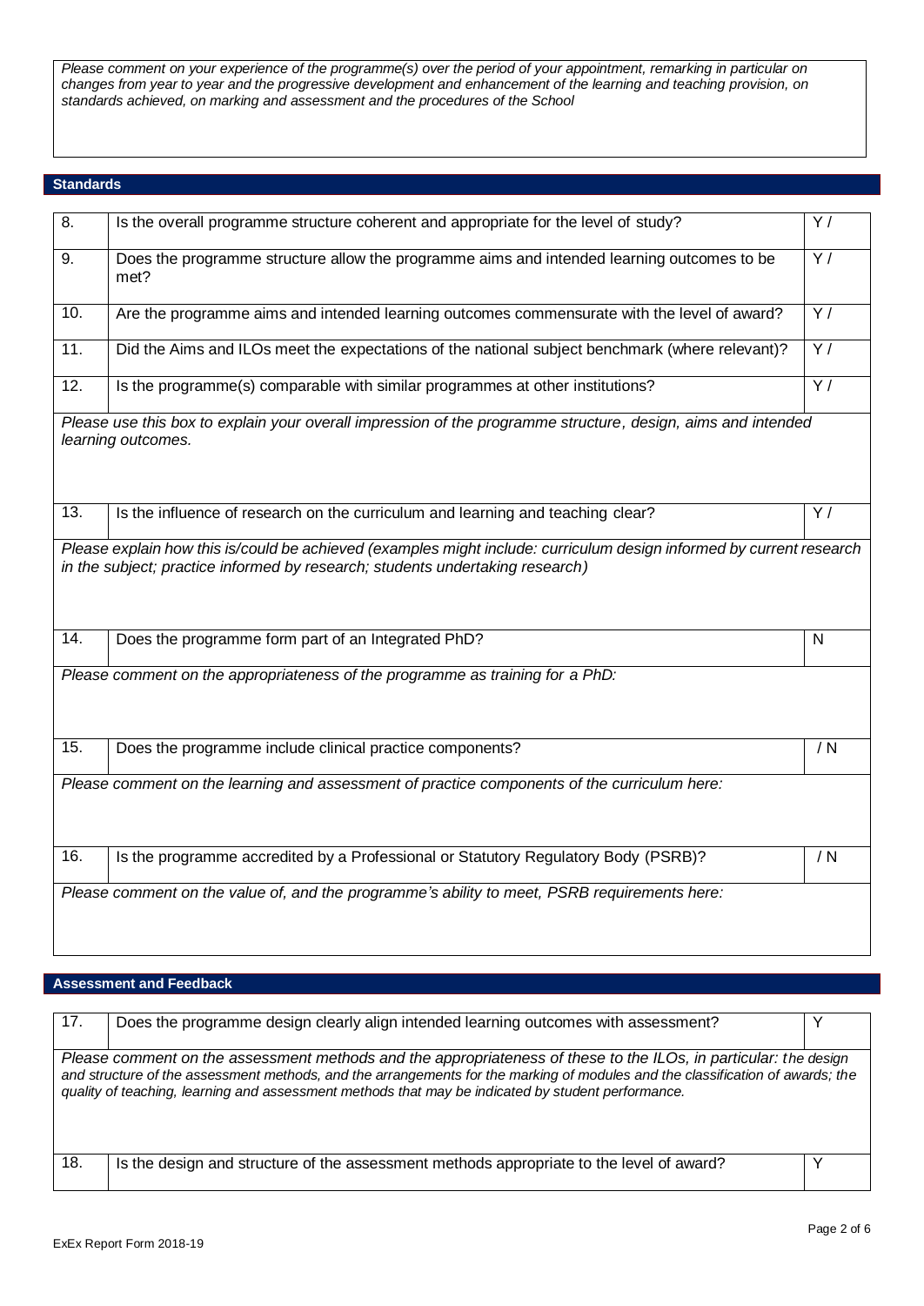*Please comment on your experience of the programme(s) over the period of your appointment, remarking in particular on changes from year to year and the progressive development and enhancement of the learning and teaching provision, on standards achieved, on marking and assessment and the procedures of the School*

## Standards

| | | |
|---|---|---|
| 8. | Is the overall programme structure coherent and appropriate for the level of study? | Y / |
| 9. | Does the programme structure allow the programme aims and intended learning outcomes to be met? | Y / |
| 10. | Are the programme aims and intended learning outcomes commensurate with the level of award? | Y / |
| 11. | Did the Aims and ILOs meet the expectations of the national subject benchmark (where relevant)? | Y / |
| 12. | Is the programme(s) comparable with similar programmes at other institutions? | Y / |

*Please use this box to explain your overall impression of the programme structure, design, aims and intended learning outcomes.*

| | | |
|---|---|---|
| 13. | Is the influence of research on the curriculum and learning and teaching clear? | Y / |

*Please explain how this is/could be achieved (examples might include: curriculum design informed by current research in the subject; practice informed by research; students undertaking research)*

| | | |
|---|---|---|
| 14. | Does the programme form part of an Integrated PhD? | N |

*Please comment on the appropriateness of the programme as training for a PhD:*

| | | |
|---|---|---|
| 15. | Does the programme include clinical practice components? | / N |

*Please comment on the learning and assessment of practice components of the curriculum here:*

| | | |
|---|---|---|
| 16. | Is the programme accredited by a Professional or Statutory Regulatory Body (PSRB)? | / N |

*Please comment on the value of, and the programme's ability to meet, PSRB requirements here:*

## Assessment and Feedback

| | | |
|---|---|---|
| 17. | Does the programme design clearly align intended learning outcomes with assessment? | Y |

*Please comment on the assessment methods and the appropriateness of these to the ILOs, in particular: the design and structure of the assessment methods, and the arrangements for the marking of modules and the classification of awards; the quality of teaching, learning and assessment methods that may be indicated by student performance.*

| | | |
|---|---|---|
| 18. | Is the design and structure of the assessment methods appropriate to the level of award? | Y |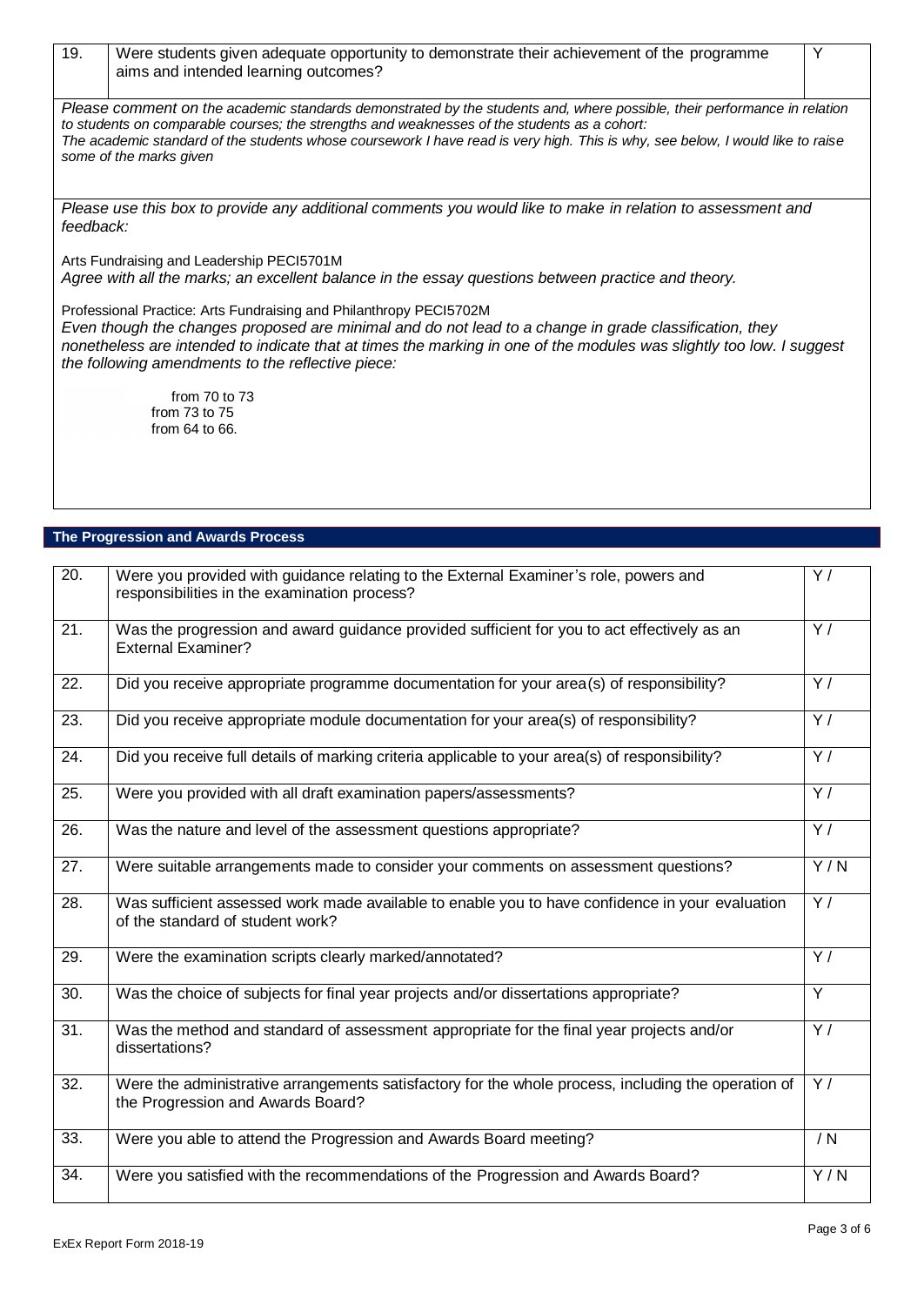| 19. | Were students given adequate opportunity to demonstrate their achievement of the programme aims and intended learning outcomes? | Y |
|---|---|---|

*Please comment on the academic standards demonstrated by the students and, where possible, their performance in relation to students on comparable courses; the strengths and weaknesses of the students as a cohort:*

*The academic standard of the students whose coursework I have read is very high. This is why, see below, I would like to raise some of the marks given*

*Please use this box to provide any additional comments you would like to make in relation to assessment and feedback:*

Arts Fundraising and Leadership PECI5701M

*Agree with all the marks; an excellent balance in the essay questions between practice and theory.*

Professional Practice: Arts Fundraising and Philanthropy PECI5702M

*Even though the changes proposed are minimal and do not lead to a change in grade classification, they nonetheless are intended to indicate that at times the marking in one of the modules was slightly too low. I suggest the following amendments to the reflective piece:*

from 70 to 73
from 73 to 75
from 64 to 66.

## The Progression and Awards Process

| | | |
|---|---|---|
| 20. | Were you provided with guidance relating to the External Examiner's role, powers and responsibilities in the examination process? | Y / |
| 21. | Was the progression and award guidance provided sufficient for you to act effectively as an External Examiner? | Y / |
| 22. | Did you receive appropriate programme documentation for your area(s) of responsibility? | Y / |
| 23. | Did you receive appropriate module documentation for your area(s) of responsibility? | Y / |
| 24. | Did you receive full details of marking criteria applicable to your area(s) of responsibility? | Y / |
| 25. | Were you provided with all draft examination papers/assessments? | Y / |
| 26. | Was the nature and level of the assessment questions appropriate? | Y / |
| 27. | Were suitable arrangements made to consider your comments on assessment questions? | Y / N |
| 28. | Was sufficient assessed work made available to enable you to have confidence in your evaluation of the standard of student work? | Y / |
| 29. | Were the examination scripts clearly marked/annotated? | Y / |
| 30. | Was the choice of subjects for final year projects and/or dissertations appropriate? | Y |
| 31. | Was the method and standard of assessment appropriate for the final year projects and/or dissertations? | Y / |
| 32. | Were the administrative arrangements satisfactory for the whole process, including the operation of the Progression and Awards Board? | Y / |
| 33. | Were you able to attend the Progression and Awards Board meeting? | / N |
| 34. | Were you satisfied with the recommendations of the Progression and Awards Board? | Y / N |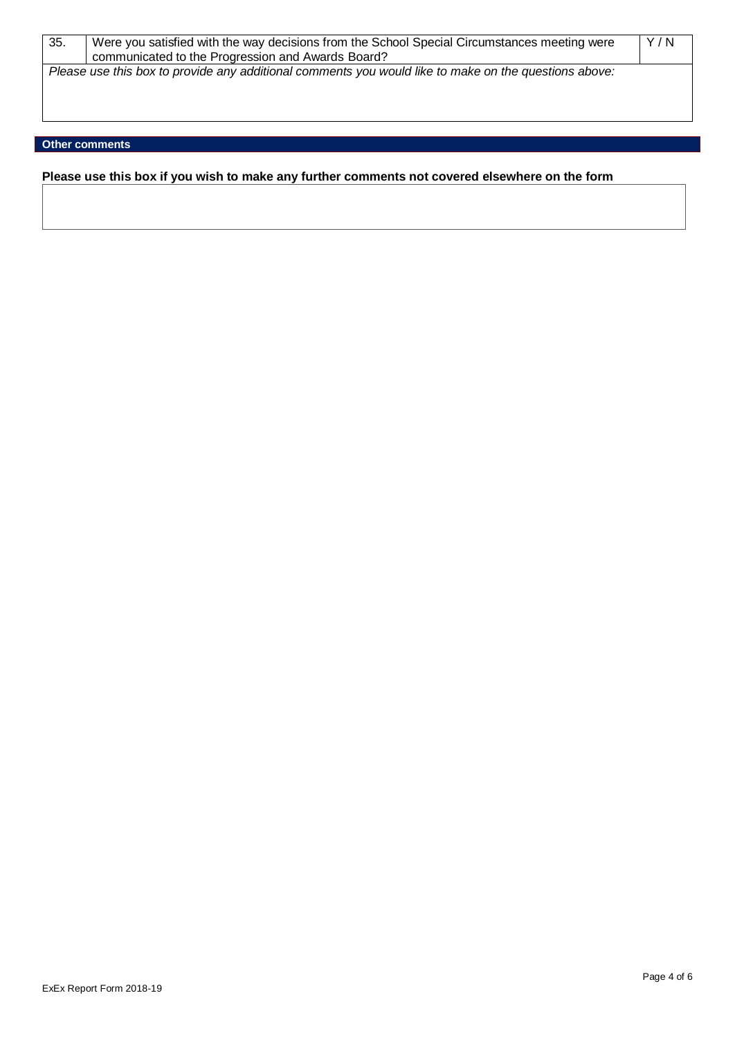| 35. | Were you satisfied with the way decisions from the School Special Circumstances meeting were communicated to the Progression and Awards Board? | Y / N |
|---|---|---|

*Please use this box to provide any additional comments you would like to make on the questions above:*

## Other comments

**Please use this box if you wish to make any further comments not covered elsewhere on the form**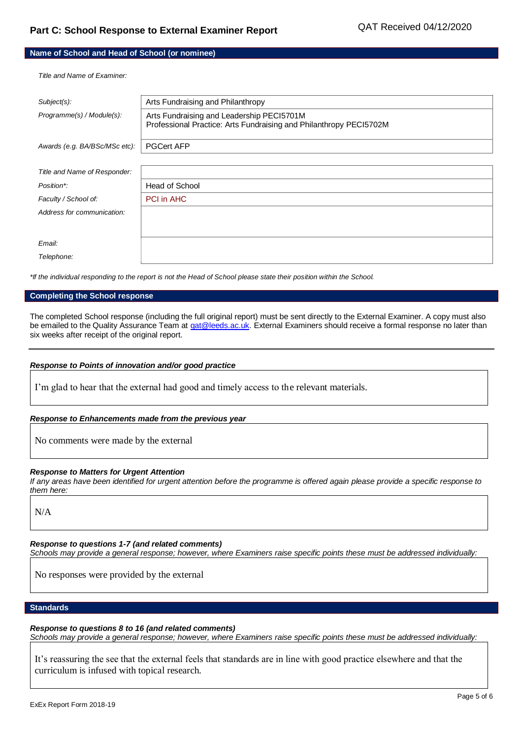## Part C: School Response to External Examiner Report

QAT Received 04/12/2020

### Name of School and Head of School (or nominee)

*Title and Name of Examiner:*

| | |
|---|---|
| *Subject(s):* | Arts Fundraising and Philanthropy |
| *Programme(s) / Module(s):* | Arts Fundraising and Leadership PECI5701M<br>Professional Practice: Arts Fundraising and Philanthropy PECI5702M |
| *Awards (e.g. BA/BSc/MSc etc):* | PGCert AFP |

| | |
|---|---|
| *Title and Name of Responder:* | |
| *Position\*:* | Head of School |
| *Faculty / School of:* | PCI in AHC |
| *Address for communication:* | |
| *Email:* | |
| *Telephone:* | |

*\*If the individual responding to the report is not the Head of School please state their position within the School.*

### Completing the School response

The completed School response (including the full original report) must be sent directly to the External Examiner. A copy must also be emailed to the Quality Assurance Team at qat@leeds.ac.uk. External Examiners should receive a formal response no later than six weeks after receipt of the original report.

***Response to Points of innovation and/or good practice***

I'm glad to hear that the external had good and timely access to the relevant materials.

***Response to Enhancements made from the previous year***

No comments were made by the external

***Response to Matters for Urgent Attention***

*If any areas have been identified for urgent attention before the programme is offered again please provide a specific response to them here:*

N/A

***Response to questions 1-7 (and related comments)***

*Schools may provide a general response; however, where Examiners raise specific points these must be addressed individually:*

No responses were provided by the external

### Standards

***Response to questions 8 to 16 (and related comments)***

*Schools may provide a general response; however, where Examiners raise specific points these must be addressed individually:*

It's reassuring the see that the external feels that standards are in line with good practice elsewhere and that the curriculum is infused with topical research.

ExEx Report Form 2018-19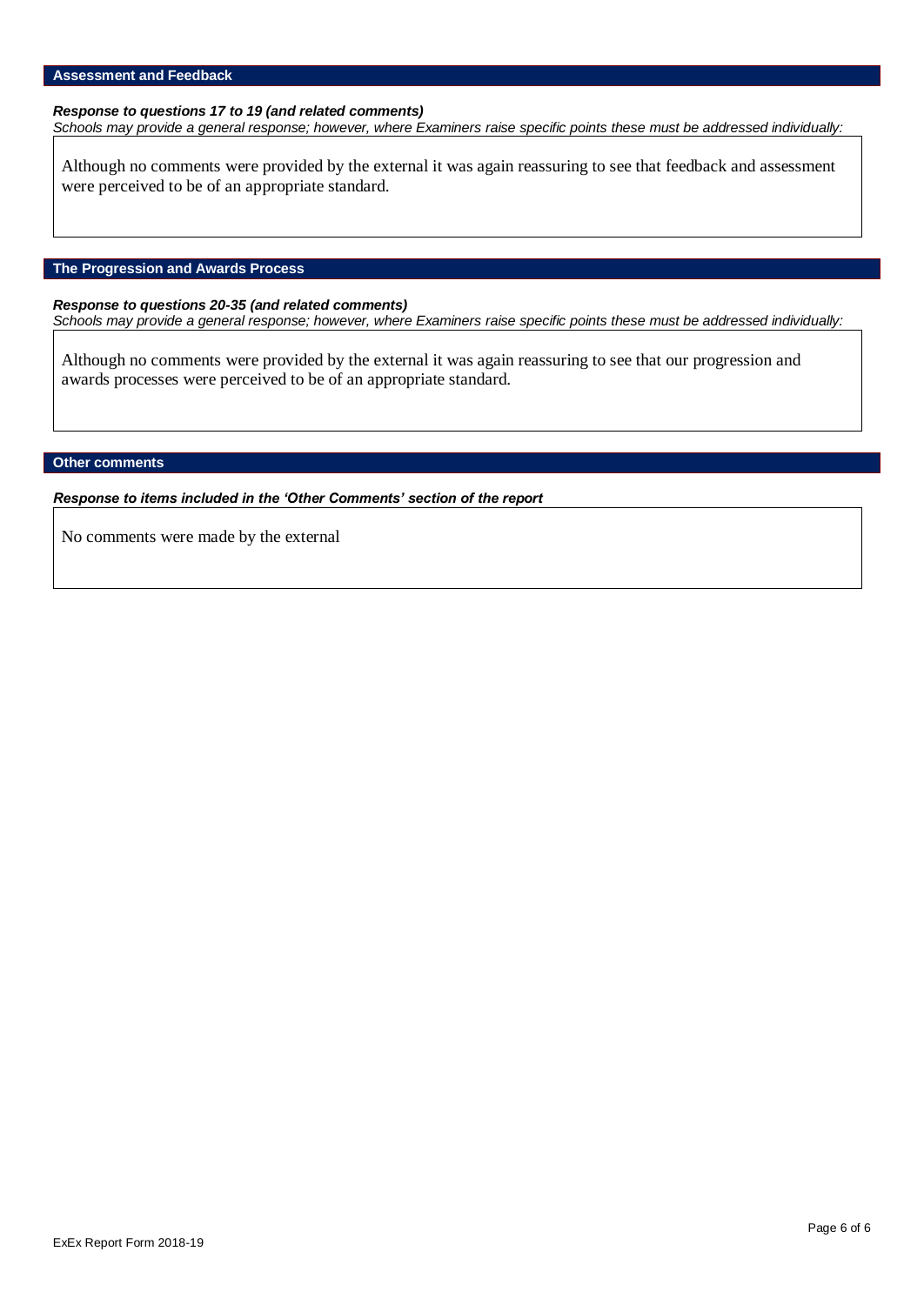## Assessment and Feedback

***Response to questions 17 to 19 (and related comments)***

*Schools may provide a general response; however, where Examiners raise specific points these must be addressed individually:*

Although no comments were provided by the external it was again reassuring to see that feedback and assessment were perceived to be of an appropriate standard.

## The Progression and Awards Process

***Response to questions 20-35 (and related comments)***

*Schools may provide a general response; however, where Examiners raise specific points these must be addressed individually:*

Although no comments were provided by the external it was again reassuring to see that our progression and awards processes were perceived to be of an appropriate standard.

## Other comments

***Response to items included in the 'Other Comments' section of the report***

No comments were made by the external